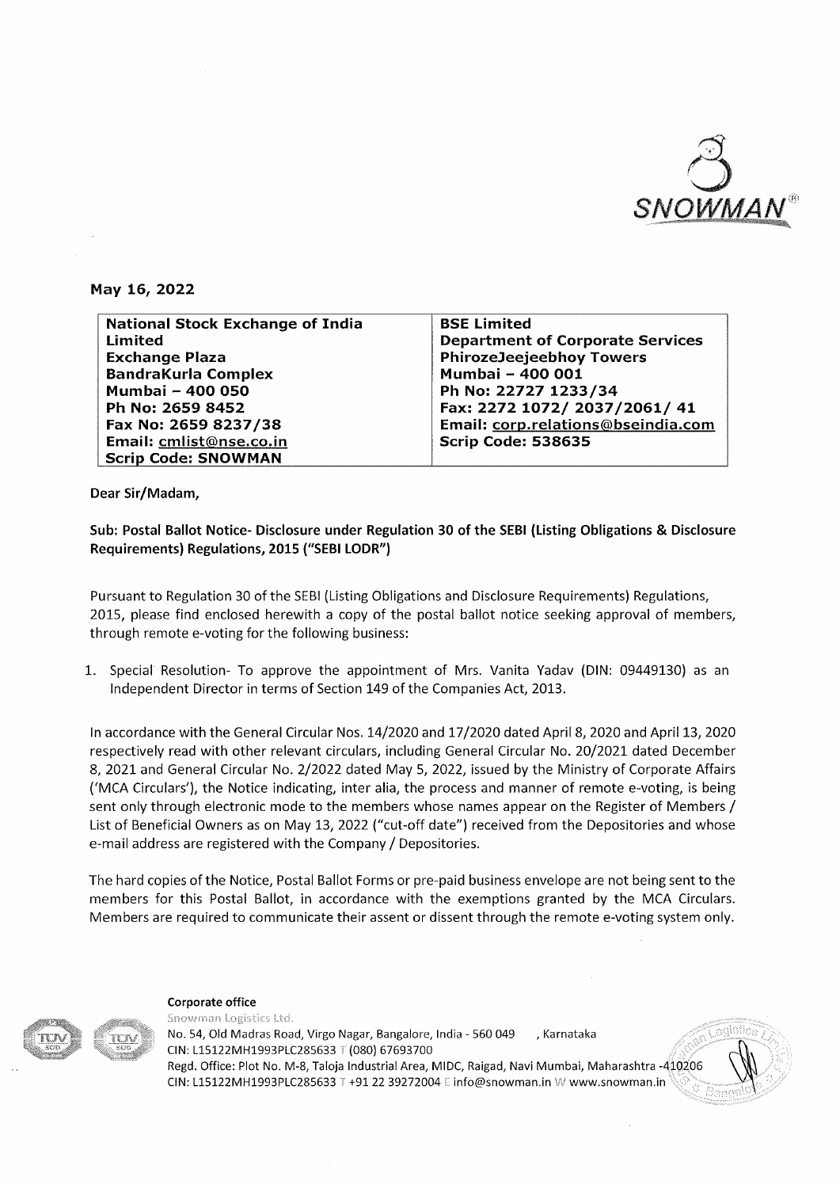**May 16, 2022**

| National Stock Exchange of India Limited | BSE Limited |
| --- | --- |
| Exchange Plaza | Department of Corporate Services |
| BandraKurla Complex | PhirozeJeejeebhoy Towers |
| Mumbai – 400 050 | Mumbai – 400 001 |
| Ph No: 2659 8452 | Ph No: 22727 1233/34 |
| Fax No: 2659 8237/38 | Fax: 2272 1072/ 2037/2061/ 41 |
| Email: cmlist@nse.co.in | Email: corp.relations@bseindia.com |
| Scrip Code: SNOWMAN | Scrip Code: 538635 |

Dear Sir/Madam,

**Sub: Postal Ballot Notice- Disclosure under Regulation 30 of the SEBI (Listing Obligations & Disclosure Requirements) Regulations, 2015 ("SEBI LODR")**

Pursuant to Regulation 30 of the SEBI (Listing Obligations and Disclosure Requirements) Regulations, 2015, please find enclosed herewith a copy of the postal ballot notice seeking approval of members, through remote e-voting for the following business:

1. Special Resolution- To approve the appointment of Mrs. Vanita Yadav (DIN: 09449130) as an Independent Director in terms of Section 149 of the Companies Act, 2013.

In accordance with the General Circular Nos. 14/2020 and 17/2020 dated April 8, 2020 and April 13, 2020 respectively read with other relevant circulars, including General Circular No. 20/2021 dated December 8, 2021 and General Circular No. 2/2022 dated May 5, 2022, issued by the Ministry of Corporate Affairs ('MCA Circulars'), the Notice indicating, inter alia, the process and manner of remote e-voting, is being sent only through electronic mode to the members whose names appear on the Register of Members / List of Beneficial Owners as on May 13, 2022 ("cut-off date") received from the Depositories and whose e-mail address are registered with the Company / Depositories.

The hard copies of the Notice, Postal Ballot Forms or pre-paid business envelope are not being sent to the members for this Postal Ballot, in accordance with the exemptions granted by the MCA Circulars. Members are required to communicate their assent or dissent through the remote e-voting system only.

**Corporate office**

Snowman Logistics Ltd.

No. 54, Old Madras Road, Virgo Nagar, Bangalore, India - 560 049 , Karnataka

CIN: L15122MH1993PLC285633 T (080) 67693700

Regd. Office: Plot No. M-8, Taloja Industrial Area, MIDC, Raigad, Navi Mumbai, Maharashtra -410206

CIN: L15122MH1993PLC285633 T +91 22 39272004 E info@snowman.in W www.snowman.in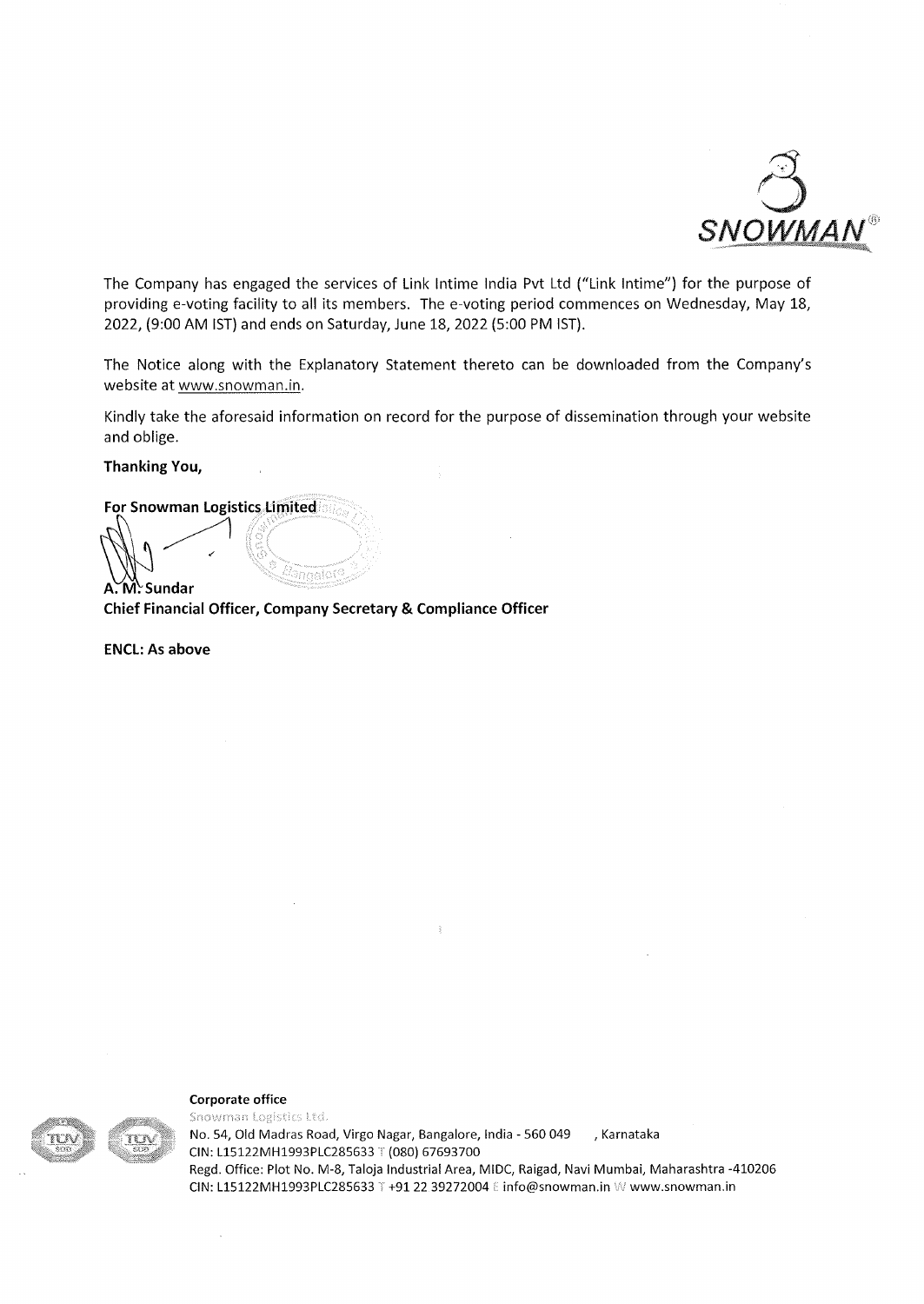The Company has engaged the services of Link Intime India Pvt Ltd ("Link Intime") for the purpose of providing e-voting facility to all its members. The e-voting period commences on Wednesday, May 18, 2022, (9:00 AM IST) and ends on Saturday, June 18, 2022 (5:00 PM IST).

The Notice along with the Explanatory Statement thereto can be downloaded from the Company's website at www.snowman.in.

Kindly take the aforesaid information on record for the purpose of dissemination through your website and oblige.

**Thanking You,**

**For Snowman Logistics Limited**

**A. M. Sundar**
**Chief Financial Officer, Company Secretary & Compliance Officer**

**ENCL: As above**

**Corporate office**
Snowman Logistics Ltd.
No. 54, Old Madras Road, Virgo Nagar, Bangalore, India - 560 049 , Karnataka
CIN: L15122MH1993PLC285633 T (080) 67693700
Regd. Office: Plot No. M-8, Taloja Industrial Area, MIDC, Raigad, Navi Mumbai, Maharashtra -410206
CIN: L15122MH1993PLC285633 T +91 22 39272004 E info@snowman.in W www.snowman.in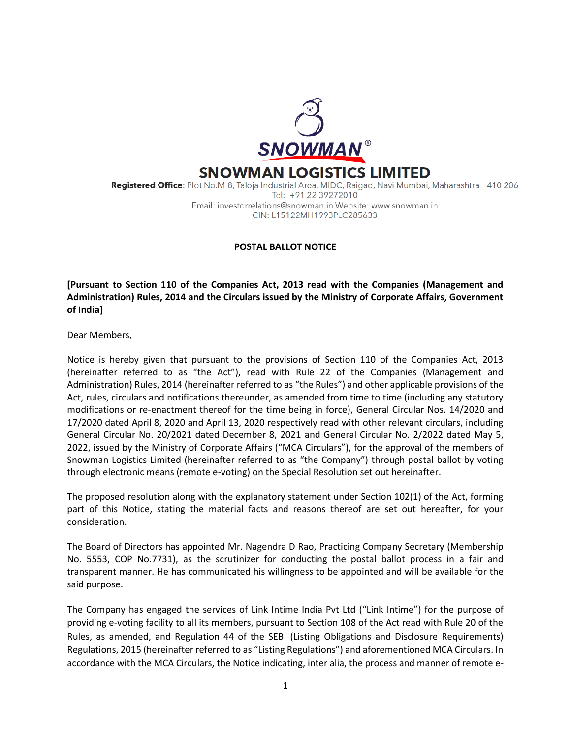# SNOWMAN LOGISTICS LIMITED

**Registered Office**: Plot No.M-8, Taloja Industrial Area, MIDC, Raigad, Navi Mumbai, Maharashtra – 410 206
Tel: +91 22 39272010
Email: investorrelations@snowman.in Website: www.snowman.in
CIN: L15122MH1993PLC285633

## POSTAL BALLOT NOTICE

**[Pursuant to Section 110 of the Companies Act, 2013 read with the Companies (Management and Administration) Rules, 2014 and the Circulars issued by the Ministry of Corporate Affairs, Government of India]**

Dear Members,

Notice is hereby given that pursuant to the provisions of Section 110 of the Companies Act, 2013 (hereinafter referred to as "the Act"), read with Rule 22 of the Companies (Management and Administration) Rules, 2014 (hereinafter referred to as "the Rules") and other applicable provisions of the Act, rules, circulars and notifications thereunder, as amended from time to time (including any statutory modifications or re-enactment thereof for the time being in force), General Circular Nos. 14/2020 and 17/2020 dated April 8, 2020 and April 13, 2020 respectively read with other relevant circulars, including General Circular No. 20/2021 dated December 8, 2021 and General Circular No. 2/2022 dated May 5, 2022, issued by the Ministry of Corporate Affairs ("MCA Circulars"), for the approval of the members of Snowman Logistics Limited (hereinafter referred to as "the Company") through postal ballot by voting through electronic means (remote e-voting) on the Special Resolution set out hereinafter.

The proposed resolution along with the explanatory statement under Section 102(1) of the Act, forming part of this Notice, stating the material facts and reasons thereof are set out hereafter, for your consideration.

The Board of Directors has appointed Mr. Nagendra D Rao, Practicing Company Secretary (Membership No. 5553, COP No.7731), as the scrutinizer for conducting the postal ballot process in a fair and transparent manner. He has communicated his willingness to be appointed and will be available for the said purpose.

The Company has engaged the services of Link Intime India Pvt Ltd ("Link Intime") for the purpose of providing e-voting facility to all its members, pursuant to Section 108 of the Act read with Rule 20 of the Rules, as amended, and Regulation 44 of the SEBI (Listing Obligations and Disclosure Requirements) Regulations, 2015 (hereinafter referred to as "Listing Regulations") and aforementioned MCA Circulars. In accordance with the MCA Circulars, the Notice indicating, inter alia, the process and manner of remote e-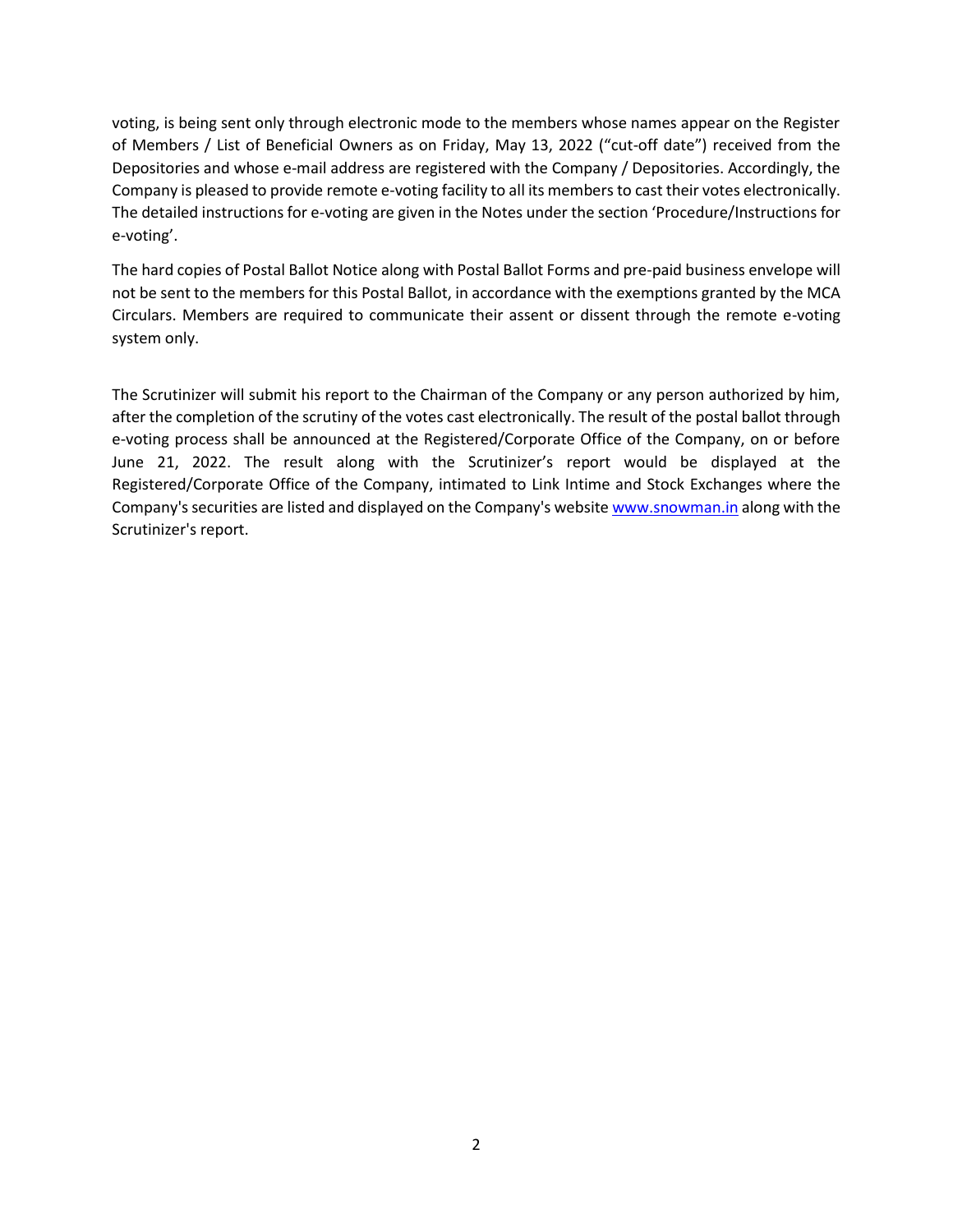voting, is being sent only through electronic mode to the members whose names appear on the Register of Members / List of Beneficial Owners as on Friday, May 13, 2022 ("cut-off date") received from the Depositories and whose e-mail address are registered with the Company / Depositories. Accordingly, the Company is pleased to provide remote e-voting facility to all its members to cast their votes electronically. The detailed instructions for e-voting are given in the Notes under the section 'Procedure/Instructions for e-voting'.

The hard copies of Postal Ballot Notice along with Postal Ballot Forms and pre-paid business envelope will not be sent to the members for this Postal Ballot, in accordance with the exemptions granted by the MCA Circulars. Members are required to communicate their assent or dissent through the remote e-voting system only.

The Scrutinizer will submit his report to the Chairman of the Company or any person authorized by him, after the completion of the scrutiny of the votes cast electronically. The result of the postal ballot through e-voting process shall be announced at the Registered/Corporate Office of the Company, on or before June 21, 2022. The result along with the Scrutinizer's report would be displayed at the Registered/Corporate Office of the Company, intimated to Link Intime and Stock Exchanges where the Company's securities are listed and displayed on the Company's website [www.snowman.in](http://www.snowman.in) along with the Scrutinizer's report.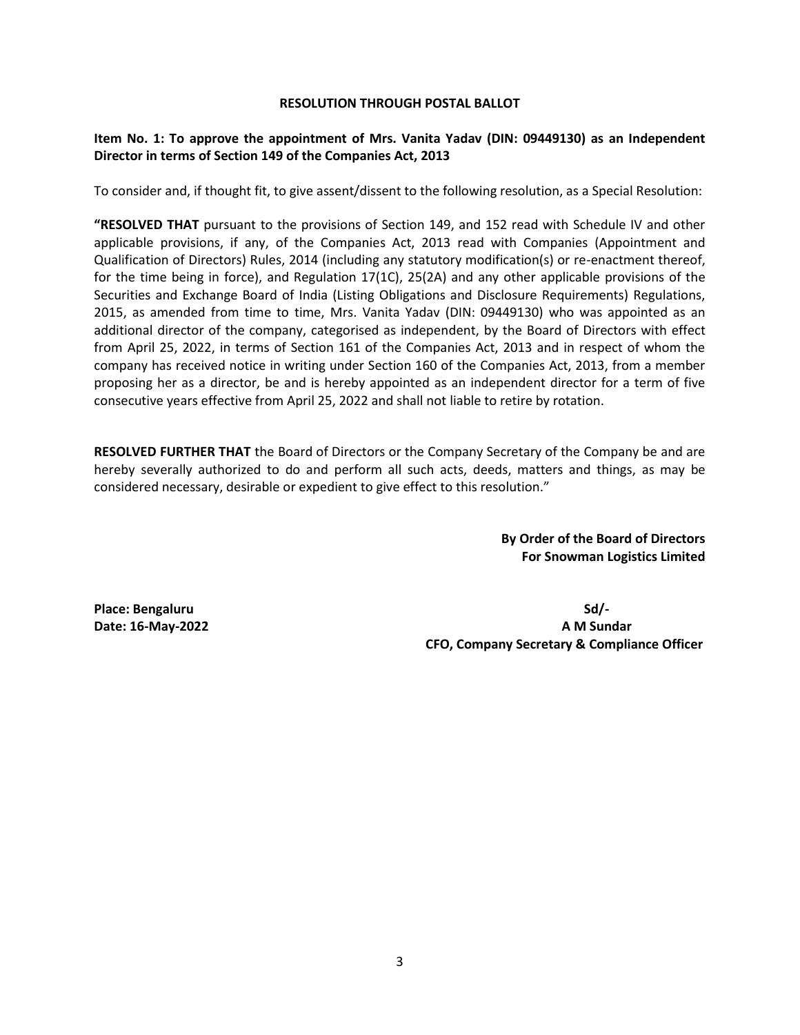## RESOLUTION THROUGH POSTAL BALLOT

**Item No. 1: To approve the appointment of Mrs. Vanita Yadav (DIN: 09449130) as an Independent Director in terms of Section 149 of the Companies Act, 2013**

To consider and, if thought fit, to give assent/dissent to the following resolution, as a Special Resolution:

**"RESOLVED THAT** pursuant to the provisions of Section 149, and 152 read with Schedule IV and other applicable provisions, if any, of the Companies Act, 2013 read with Companies (Appointment and Qualification of Directors) Rules, 2014 (including any statutory modification(s) or re-enactment thereof, for the time being in force), and Regulation 17(1C), 25(2A) and any other applicable provisions of the Securities and Exchange Board of India (Listing Obligations and Disclosure Requirements) Regulations, 2015, as amended from time to time, Mrs. Vanita Yadav (DIN: 09449130) who was appointed as an additional director of the company, categorised as independent, by the Board of Directors with effect from April 25, 2022, in terms of Section 161 of the Companies Act, 2013 and in respect of whom the company has received notice in writing under Section 160 of the Companies Act, 2013, from a member proposing her as a director, be and is hereby appointed as an independent director for a term of five consecutive years effective from April 25, 2022 and shall not liable to retire by rotation.

**RESOLVED FURTHER THAT** the Board of Directors or the Company Secretary of the Company be and are hereby severally authorized to do and perform all such acts, deeds, matters and things, as may be considered necessary, desirable or expedient to give effect to this resolution."

**By Order of the Board of Directors**
**For Snowman Logistics Limited**

**Place: Bengaluru**
**Date: 16-May-2022**

**Sd/-**
**A M Sundar**
**CFO, Company Secretary & Compliance Officer**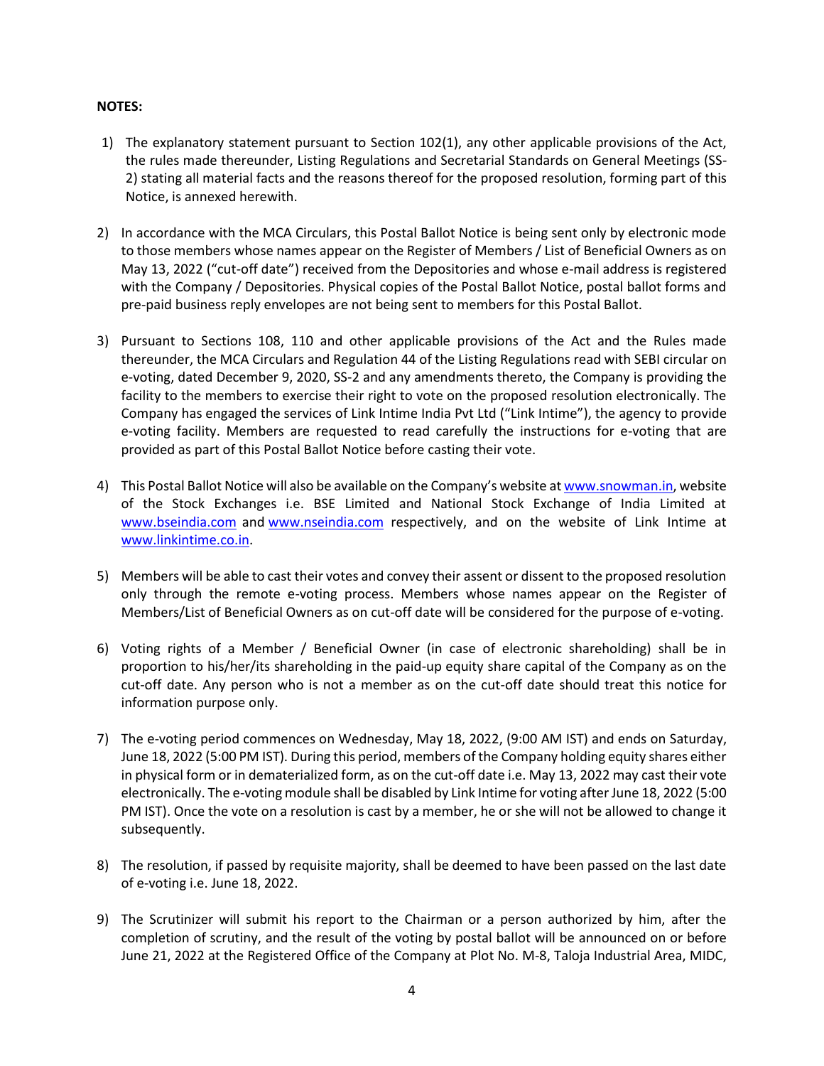**NOTES:**

1) The explanatory statement pursuant to Section 102(1), any other applicable provisions of the Act, the rules made thereunder, Listing Regulations and Secretarial Standards on General Meetings (SS-2) stating all material facts and the reasons thereof for the proposed resolution, forming part of this Notice, is annexed herewith.

2) In accordance with the MCA Circulars, this Postal Ballot Notice is being sent only by electronic mode to those members whose names appear on the Register of Members / List of Beneficial Owners as on May 13, 2022 ("cut-off date") received from the Depositories and whose e-mail address is registered with the Company / Depositories. Physical copies of the Postal Ballot Notice, postal ballot forms and pre-paid business reply envelopes are not being sent to members for this Postal Ballot.

3) Pursuant to Sections 108, 110 and other applicable provisions of the Act and the Rules made thereunder, the MCA Circulars and Regulation 44 of the Listing Regulations read with SEBI circular on e-voting, dated December 9, 2020, SS-2 and any amendments thereto, the Company is providing the facility to the members to exercise their right to vote on the proposed resolution electronically. The Company has engaged the services of Link Intime India Pvt Ltd ("Link Intime"), the agency to provide e-voting facility. Members are requested to read carefully the instructions for e-voting that are provided as part of this Postal Ballot Notice before casting their vote.

4) This Postal Ballot Notice will also be available on the Company's website at www.snowman.in, website of the Stock Exchanges i.e. BSE Limited and National Stock Exchange of India Limited at www.bseindia.com and www.nseindia.com respectively, and on the website of Link Intime at www.linkintime.co.in.

5) Members will be able to cast their votes and convey their assent or dissent to the proposed resolution only through the remote e-voting process. Members whose names appear on the Register of Members/List of Beneficial Owners as on cut-off date will be considered for the purpose of e-voting.

6) Voting rights of a Member / Beneficial Owner (in case of electronic shareholding) shall be in proportion to his/her/its shareholding in the paid-up equity share capital of the Company as on the cut-off date. Any person who is not a member as on the cut-off date should treat this notice for information purpose only.

7) The e-voting period commences on Wednesday, May 18, 2022, (9:00 AM IST) and ends on Saturday, June 18, 2022 (5:00 PM IST). During this period, members of the Company holding equity shares either in physical form or in dematerialized form, as on the cut-off date i.e. May 13, 2022 may cast their vote electronically. The e-voting module shall be disabled by Link Intime for voting after June 18, 2022 (5:00 PM IST). Once the vote on a resolution is cast by a member, he or she will not be allowed to change it subsequently.

8) The resolution, if passed by requisite majority, shall be deemed to have been passed on the last date of e-voting i.e. June 18, 2022.

9) The Scrutinizer will submit his report to the Chairman or a person authorized by him, after the completion of scrutiny, and the result of the voting by postal ballot will be announced on or before June 21, 2022 at the Registered Office of the Company at Plot No. M-8, Taloja Industrial Area, MIDC,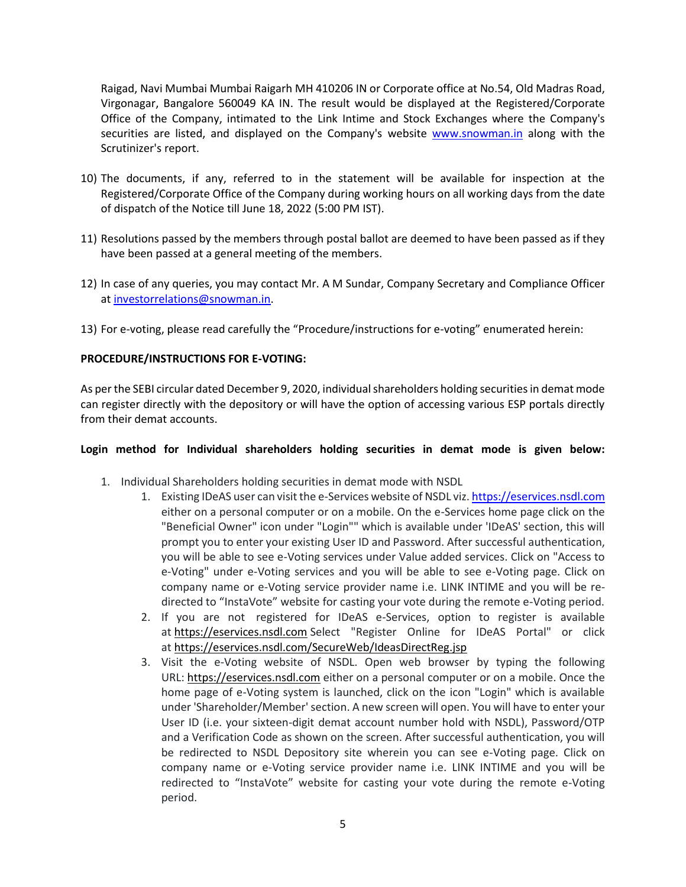Raigad, Navi Mumbai Mumbai Raigarh MH 410206 IN or Corporate office at No.54, Old Madras Road, Virgonagar, Bangalore 560049 KA IN. The result would be displayed at the Registered/Corporate Office of the Company, intimated to the Link Intime and Stock Exchanges where the Company's securities are listed, and displayed on the Company's website www.snowman.in along with the Scrutinizer's report.

10) The documents, if any, referred to in the statement will be available for inspection at the Registered/Corporate Office of the Company during working hours on all working days from the date of dispatch of the Notice till June 18, 2022 (5:00 PM IST).

11) Resolutions passed by the members through postal ballot are deemed to have been passed as if they have been passed at a general meeting of the members.

12) In case of any queries, you may contact Mr. A M Sundar, Company Secretary and Compliance Officer at investorrelations@snowman.in.

13) For e-voting, please read carefully the "Procedure/instructions for e-voting" enumerated herein:

**PROCEDURE/INSTRUCTIONS FOR E-VOTING:**

As per the SEBI circular dated December 9, 2020, individual shareholders holding securities in demat mode can register directly with the depository or will have the option of accessing various ESP portals directly from their demat accounts.

**Login method for Individual shareholders holding securities in demat mode is given below:**

1. Individual Shareholders holding securities in demat mode with NSDL
    1. Existing IDeAS user can visit the e-Services website of NSDL viz. https://eservices.nsdl.com either on a personal computer or on a mobile. On the e-Services home page click on the "Beneficial Owner" icon under "Login"" which is available under 'IDeAS' section, this will prompt you to enter your existing User ID and Password. After successful authentication, you will be able to see e-Voting services under Value added services. Click on "Access to e-Voting" under e-Voting services and you will be able to see e-Voting page. Click on company name or e-Voting service provider name i.e. LINK INTIME and you will be re-directed to "InstaVote" website for casting your vote during the remote e-Voting period.
    2. If you are not registered for IDeAS e-Services, option to register is available at https://eservices.nsdl.com Select "Register Online for IDeAS Portal" or click at https://eservices.nsdl.com/SecureWeb/IdeasDirectReg.jsp
    3. Visit the e-Voting website of NSDL. Open web browser by typing the following URL: https://eservices.nsdl.com either on a personal computer or on a mobile. Once the home page of e-Voting system is launched, click on the icon "Login" which is available under 'Shareholder/Member' section. A new screen will open. You will have to enter your User ID (i.e. your sixteen-digit demat account number hold with NSDL), Password/OTP and a Verification Code as shown on the screen. After successful authentication, you will be redirected to NSDL Depository site wherein you can see e-Voting page. Click on company name or e-Voting service provider name i.e. LINK INTIME and you will be redirected to "InstaVote" website for casting your vote during the remote e-Voting period.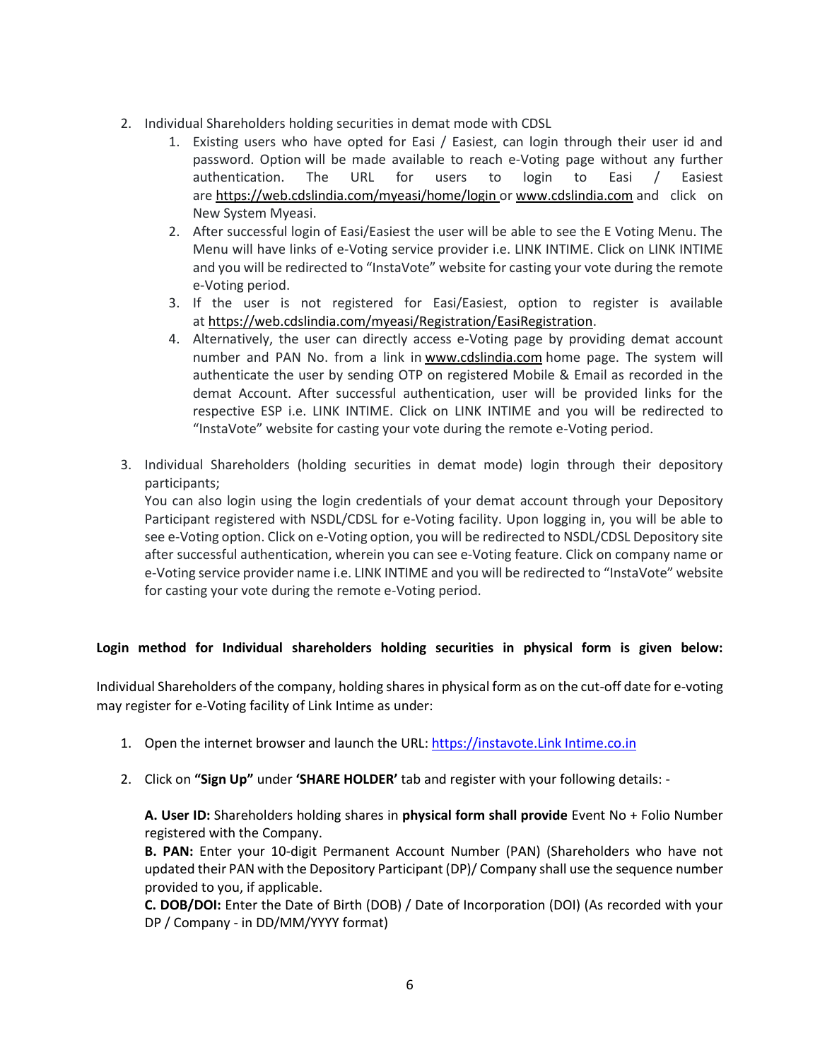2. Individual Shareholders holding securities in demat mode with CDSL
    1. Existing users who have opted for Easi / Easiest, can login through their user id and password. Option will be made available to reach e-Voting page without any further authentication. The URL for users to login to Easi / Easiest are https://web.cdslindia.com/myeasi/home/login or www.cdslindia.com and click on New System Myeasi.
    2. After successful login of Easi/Easiest the user will be able to see the E Voting Menu. The Menu will have links of e-Voting service provider i.e. LINK INTIME. Click on LINK INTIME and you will be redirected to "InstaVote" website for casting your vote during the remote e-Voting period.
    3. If the user is not registered for Easi/Easiest, option to register is available at https://web.cdslindia.com/myeasi/Registration/EasiRegistration.
    4. Alternatively, the user can directly access e-Voting page by providing demat account number and PAN No. from a link in www.cdslindia.com home page. The system will authenticate the user by sending OTP on registered Mobile & Email as recorded in the demat Account. After successful authentication, user will be provided links for the respective ESP i.e. LINK INTIME. Click on LINK INTIME and you will be redirected to "InstaVote" website for casting your vote during the remote e-Voting period.

3. Individual Shareholders (holding securities in demat mode) login through their depository participants;
   You can also login using the login credentials of your demat account through your Depository Participant registered with NSDL/CDSL for e-Voting facility. Upon logging in, you will be able to see e-Voting option. Click on e-Voting option, you will be redirected to NSDL/CDSL Depository site after successful authentication, wherein you can see e-Voting feature. Click on company name or e-Voting service provider name i.e. LINK INTIME and you will be redirected to "InstaVote" website for casting your vote during the remote e-Voting period.

**Login method for Individual shareholders holding securities in physical form is given below:**

Individual Shareholders of the company, holding shares in physical form as on the cut-off date for e-voting may register for e-Voting facility of Link Intime as under:

1. Open the internet browser and launch the URL: https://instavote.Link Intime.co.in

2. Click on **"Sign Up"** under **'SHARE HOLDER'** tab and register with your following details: -

   **A. User ID:** Shareholders holding shares in **physical form shall provide** Event No + Folio Number registered with the Company.
   **B. PAN:** Enter your 10-digit Permanent Account Number (PAN) (Shareholders who have not updated their PAN with the Depository Participant (DP)/ Company shall use the sequence number provided to you, if applicable.
   **C. DOB/DOI:** Enter the Date of Birth (DOB) / Date of Incorporation (DOI) (As recorded with your DP / Company - in DD/MM/YYYY format)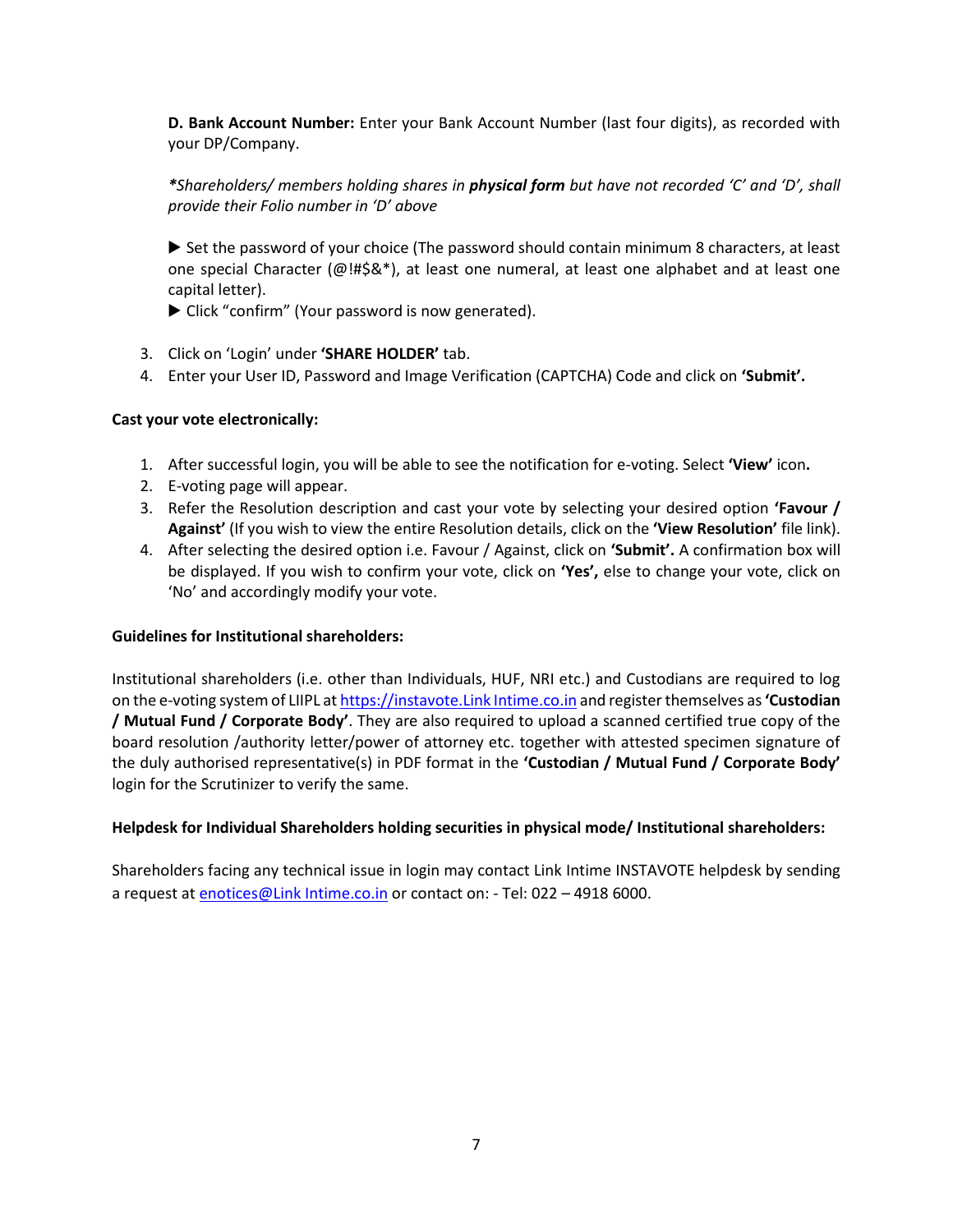**D. Bank Account Number:** Enter your Bank Account Number (last four digits), as recorded with your DP/Company.

**Shareholders/ members holding shares in* ***physical form*** *but have not recorded 'C' and 'D', shall provide their Folio number in 'D' above*

▶ Set the password of your choice (The password should contain minimum 8 characters, at least one special Character (@!#$&*), at least one numeral, at least one alphabet and at least one capital letter).

▶ Click "confirm" (Your password is now generated).

3. Click on 'Login' under **'SHARE HOLDER'** tab.
4. Enter your User ID, Password and Image Verification (CAPTCHA) Code and click on **'Submit'.**

**Cast your vote electronically:**

1. After successful login, you will be able to see the notification for e-voting. Select **'View'** icon**.**
2. E-voting page will appear.
3. Refer the Resolution description and cast your vote by selecting your desired option **'Favour / Against'** (If you wish to view the entire Resolution details, click on the **'View Resolution'** file link).
4. After selecting the desired option i.e. Favour / Against, click on **'Submit'.** A confirmation box will be displayed. If you wish to confirm your vote, click on **'Yes',** else to change your vote, click on 'No' and accordingly modify your vote.

**Guidelines for Institutional shareholders:**

Institutional shareholders (i.e. other than Individuals, HUF, NRI etc.) and Custodians are required to log on the e-voting system of LIIPL at [https://instavote.Link Intime.co.in](https://instavote.linkintime.co.in) and register themselves as **'Custodian / Mutual Fund / Corporate Body'**. They are also required to upload a scanned certified true copy of the board resolution /authority letter/power of attorney etc. together with attested specimen signature of the duly authorised representative(s) in PDF format in the **'Custodian / Mutual Fund / Corporate Body'** login for the Scrutinizer to verify the same.

**Helpdesk for Individual Shareholders holding securities in physical mode/ Institutional shareholders:**

Shareholders facing any technical issue in login may contact Link Intime INSTAVOTE helpdesk by sending a request at [enotices@Link Intime.co.in](mailto:enotices@linkintime.co.in) or contact on: - Tel: 022 – 4918 6000.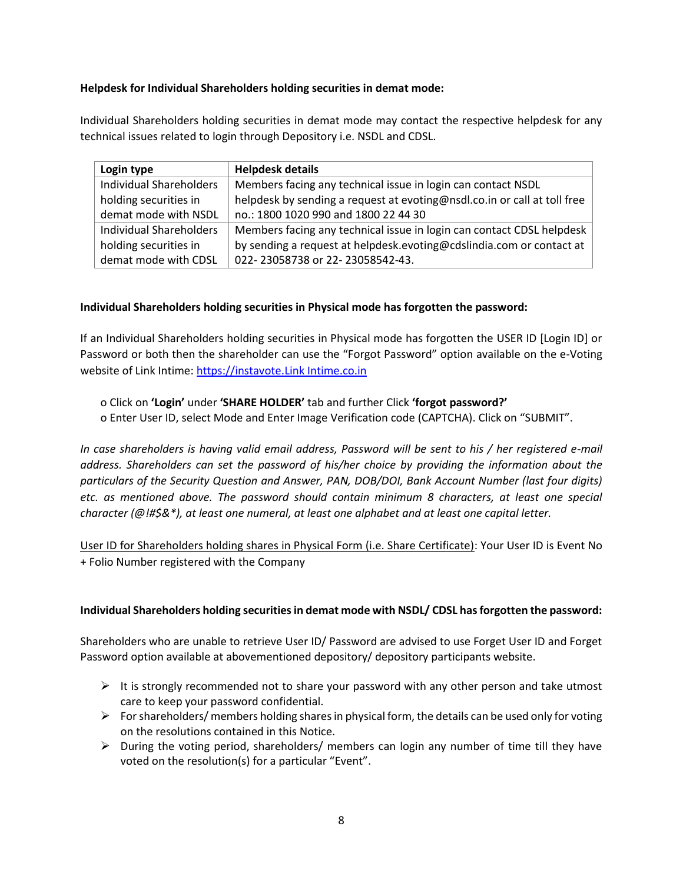**Helpdesk for Individual Shareholders holding securities in demat mode:**

Individual Shareholders holding securities in demat mode may contact the respective helpdesk for any technical issues related to login through Depository i.e. NSDL and CDSL.

| Login type | Helpdesk details |
|---|---|
| Individual Shareholders holding securities in demat mode with NSDL | Members facing any technical issue in login can contact NSDL helpdesk by sending a request at evoting@nsdl.co.in or call at toll free no.: 1800 1020 990 and 1800 22 44 30 |
| Individual Shareholders holding securities in demat mode with CDSL | Members facing any technical issue in login can contact CDSL helpdesk by sending a request at helpdesk.evoting@cdslindia.com or contact at 022- 23058738 or 22- 23058542-43. |

**Individual Shareholders holding securities in Physical mode has forgotten the password:**

If an Individual Shareholders holding securities in Physical mode has forgotten the USER ID [Login ID] or Password or both then the shareholder can use the "Forgot Password" option available on the e-Voting website of Link Intime: [https://instavote.Link Intime.co.in](https://instavote.linkintime.co.in)

- o Click on **'Login'** under **'SHARE HOLDER'** tab and further Click **'forgot password?'**
- o Enter User ID, select Mode and Enter Image Verification code (CAPTCHA). Click on "SUBMIT".

*In case shareholders is having valid email address, Password will be sent to his / her registered e-mail address. Shareholders can set the password of his/her choice by providing the information about the particulars of the Security Question and Answer, PAN, DOB/DOI, Bank Account Number (last four digits) etc. as mentioned above. The password should contain minimum 8 characters, at least one special character (@!#$&*), at least one numeral, at least one alphabet and at least one capital letter.*

<u>User ID for Shareholders holding shares in Physical Form (i.e. Share Certificate)</u>: Your User ID is Event No + Folio Number registered with the Company

**Individual Shareholders holding securities in demat mode with NSDL/ CDSL has forgotten the password:**

Shareholders who are unable to retrieve User ID/ Password are advised to use Forget User ID and Forget Password option available at abovementioned depository/ depository participants website.

- ➢ It is strongly recommended not to share your password with any other person and take utmost care to keep your password confidential.
- ➢ For shareholders/ members holding shares in physical form, the details can be used only for voting on the resolutions contained in this Notice.
- ➢ During the voting period, shareholders/ members can login any number of time till they have voted on the resolution(s) for a particular "Event".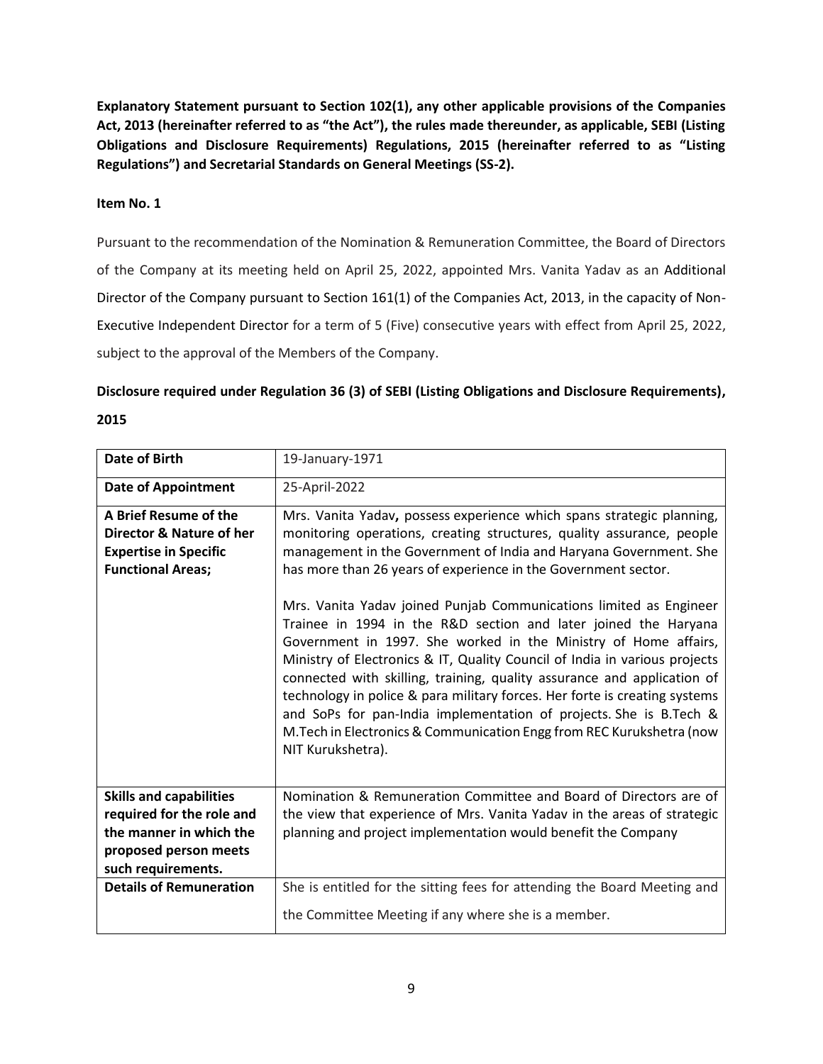**Explanatory Statement pursuant to Section 102(1), any other applicable provisions of the Companies Act, 2013 (hereinafter referred to as "the Act"), the rules made thereunder, as applicable, SEBI (Listing Obligations and Disclosure Requirements) Regulations, 2015 (hereinafter referred to as "Listing Regulations") and Secretarial Standards on General Meetings (SS-2).**

**Item No. 1**

Pursuant to the recommendation of the Nomination & Remuneration Committee, the Board of Directors of the Company at its meeting held on April 25, 2022, appointed Mrs. Vanita Yadav as an Additional Director of the Company pursuant to Section 161(1) of the Companies Act, 2013, in the capacity of Non-Executive Independent Director for a term of 5 (Five) consecutive years with effect from April 25, 2022, subject to the approval of the Members of the Company.

**Disclosure required under Regulation 36 (3) of SEBI (Listing Obligations and Disclosure Requirements), 2015**

| **Date of Birth** | 19-January-1971 |
|---|---|
| **Date of Appointment** | 25-April-2022 |
| **A Brief Resume of the Director & Nature of her Expertise in Specific Functional Areas;** | Mrs. Vanita Yadav**,** possess experience which spans strategic planning, monitoring operations, creating structures, quality assurance, people management in the Government of India and Haryana Government. She has more than 26 years of experience in the Government sector.<br><br>Mrs. Vanita Yadav joined Punjab Communications limited as Engineer Trainee in 1994 in the R&D section and later joined the Haryana Government in 1997. She worked in the Ministry of Home affairs, Ministry of Electronics & IT, Quality Council of India in various projects connected with skilling, training, quality assurance and application of technology in police & para military forces. Her forte is creating systems and SoPs for pan-India implementation of projects. She is B.Tech & M.Tech in Electronics & Communication Engg from REC Kurukshetra (now NIT Kurukshetra). |
| **Skills and capabilities required for the role and the manner in which the proposed person meets such requirements.** | Nomination & Remuneration Committee and Board of Directors are of the view that experience of Mrs. Vanita Yadav in the areas of strategic planning and project implementation would benefit the Company |
| **Details of Remuneration** | She is entitled for the sitting fees for attending the Board Meeting and the Committee Meeting if any where she is a member. |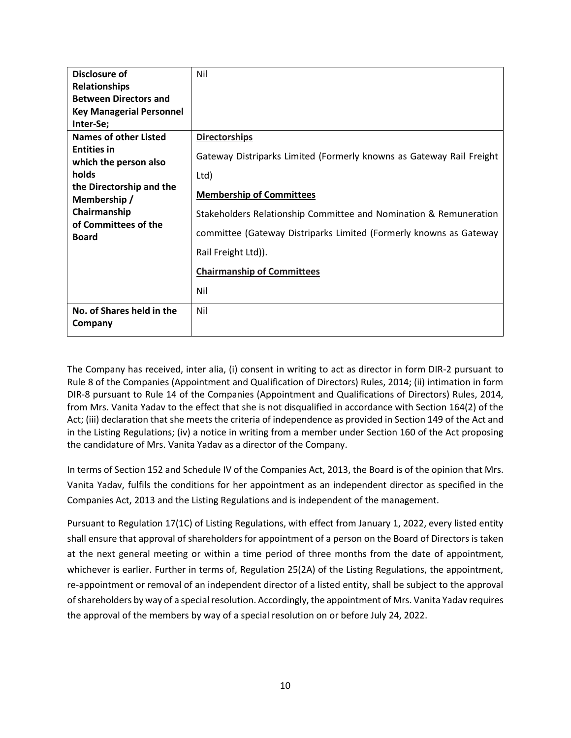| | |
|---|---|
| **Disclosure of Relationships Between Directors and Key Managerial Personnel Inter-Se;** | Nil |
| **Names of other Listed Entities in which the person also holds the Directorship and the Membership / Chairmanship of Committees of the Board** | **<u>Directorships</u>**<br>Gateway Distriparks Limited (Formerly knowns as Gateway Rail Freight Ltd)<br>**<u>Membership of Committees</u>**<br>Stakeholders Relationship Committee and Nomination & Remuneration committee (Gateway Distriparks Limited (Formerly knowns as Gateway Rail Freight Ltd)).<br>**<u>Chairmanship of Committees</u>**<br>Nil |
| **No. of Shares held in the Company** | Nil |

The Company has received, inter alia, (i) consent in writing to act as director in form DIR-2 pursuant to Rule 8 of the Companies (Appointment and Qualification of Directors) Rules, 2014; (ii) intimation in form DIR-8 pursuant to Rule 14 of the Companies (Appointment and Qualifications of Directors) Rules, 2014, from Mrs. Vanita Yadav to the effect that she is not disqualified in accordance with Section 164(2) of the Act; (iii) declaration that she meets the criteria of independence as provided in Section 149 of the Act and in the Listing Regulations; (iv) a notice in writing from a member under Section 160 of the Act proposing the candidature of Mrs. Vanita Yadav as a director of the Company.

In terms of Section 152 and Schedule IV of the Companies Act, 2013, the Board is of the opinion that Mrs. Vanita Yadav, fulfils the conditions for her appointment as an independent director as specified in the Companies Act, 2013 and the Listing Regulations and is independent of the management.

Pursuant to Regulation 17(1C) of Listing Regulations, with effect from January 1, 2022, every listed entity shall ensure that approval of shareholders for appointment of a person on the Board of Directors is taken at the next general meeting or within a time period of three months from the date of appointment, whichever is earlier. Further in terms of, Regulation 25(2A) of the Listing Regulations, the appointment, re-appointment or removal of an independent director of a listed entity, shall be subject to the approval of shareholders by way of a special resolution. Accordingly, the appointment of Mrs. Vanita Yadav requires the approval of the members by way of a special resolution on or before July 24, 2022.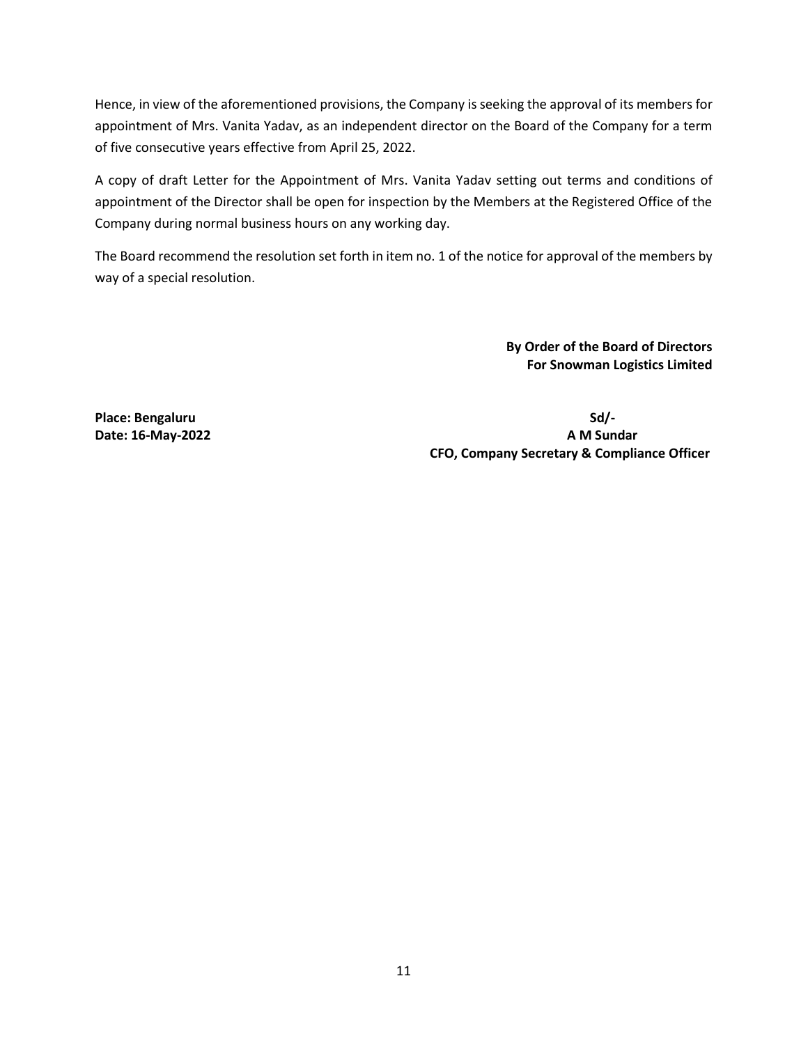Hence, in view of the aforementioned provisions, the Company is seeking the approval of its members for appointment of Mrs. Vanita Yadav, as an independent director on the Board of the Company for a term of five consecutive years effective from April 25, 2022.

A copy of draft Letter for the Appointment of Mrs. Vanita Yadav setting out terms and conditions of appointment of the Director shall be open for inspection by the Members at the Registered Office of the Company during normal business hours on any working day.

The Board recommend the resolution set forth in item no. 1 of the notice for approval of the members by way of a special resolution.

**By Order of the Board of Directors**
**For Snowman Logistics Limited**

**Place: Bengaluru**
**Date: 16-May-2022**

**Sd/-**
**A M Sundar**
**CFO, Company Secretary & Compliance Officer**